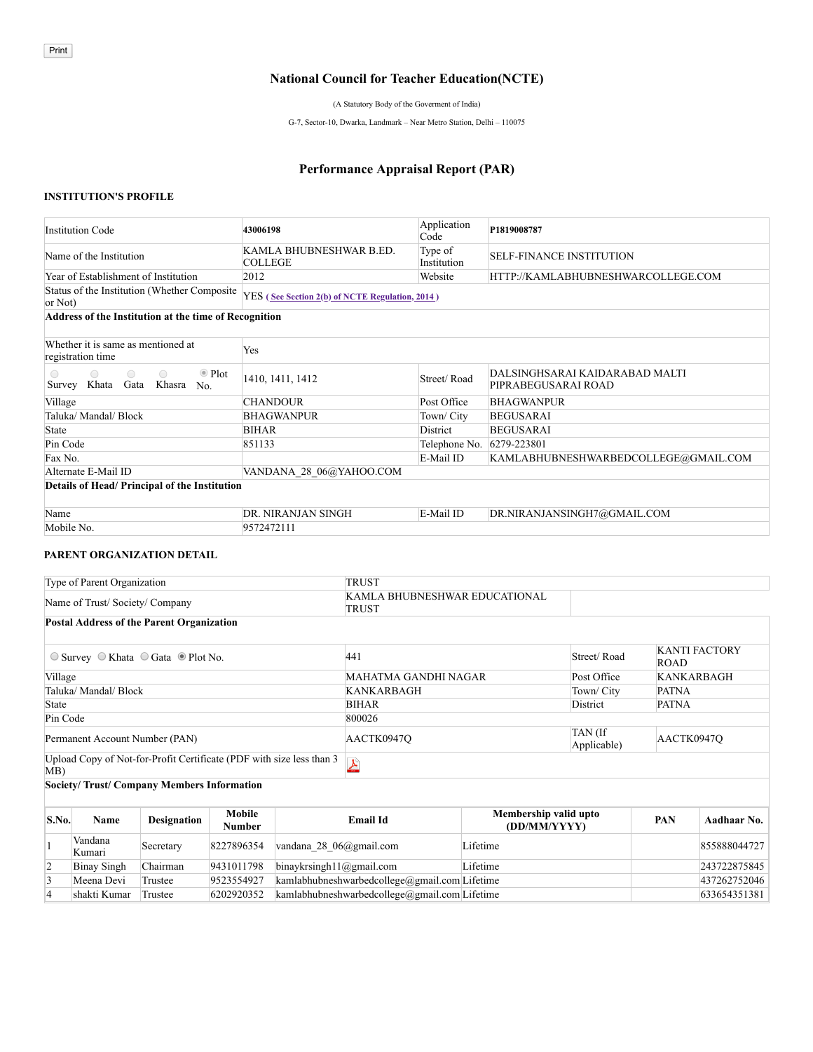Print

# National Council for Teacher Education(NCTE)

(A Statutory Body of the Goverment of India)

G-7, Sector-10, Dwarka, Landmark – Near Metro Station, Delhi – 110075

## Performance Appraisal Report (PAR)

### INSTITUTION'S PROFILE

| Institution Code | 43006198 | Application Code | P1819008787 |
|---|---|---|---|
| Name of the Institution | KAMLA BHUBNESHWAR B.ED. COLLEGE | Type of Institution | SELF-FINANCE INSTITUTION |
| Year of Establishment of Institution | 2012 | Website | HTTP://KAMLABHUBNESHWARCOLLEGE.COM |
| Status of the Institution (Whether Composite or Not) | YES ( See Section 2(b) of NCTE Regulation, 2014 ) | | |
| **Address of the Institution at the time of Recognition** | | | |
| Whether it is same as mentioned at registration time | Yes | | |
| ○ Survey ○ Khata ○ Gata ○ Khasra ◉ Plot No. | 1410, 1411, 1412 | Street/ Road | DALSINGHSARAI KAIDARABAD MALTI PIPRABEGUSARAI ROAD |
| Village | CHANDOUR | Post Office | BHAGWANPUR |
| Taluka/ Mandal/ Block | BHAGWANPUR | Town/ City | BEGUSARAI |
| State | BIHAR | District | BEGUSARAI |
| Pin Code | 851133 | Telephone No. | 6279-223801 |
| Fax No. | | E-Mail ID | KAMLABHUBNESHWARBEDCOLLEGE@GMAIL.COM |
| Alternate E-Mail ID | VANDANA_28_06@YAHOO.COM | | |
| **Details of Head/ Principal of the Institution** | | | |
| Name | DR. NIRANJAN SINGH | E-Mail ID | DR.NIRANJANSINGH7@GMAIL.COM |
| Mobile No. | 9572472111 | | |

### PARENT ORGANIZATION DETAIL

| Type of Parent Organization | TRUST | | |
|---|---|---|---|
| Name of Trust/ Society/ Company | KAMLA BHUBNESHWAR EDUCATIONAL TRUST | | |
| **Postal Address of the Parent Organization** | | | |
| ○ Survey ○ Khata ○ Gata ◉ Plot No. | 441 | Street/ Road | KANTI FACTORY ROAD |
| Village | MAHATMA GANDHI NAGAR | Post Office | KANKARBAGH |
| Taluka/ Mandal/ Block | KANKARBAGH | Town/ City | PATNA |
| State | BIHAR | District | PATNA |
| Pin Code | 800026 | | |
| Permanent Account Number (PAN) | AACTK0947Q | TAN (If Applicable) | AACTK0947Q |
| Upload Copy of Not-for-Profit Certificate (PDF with size less than 3 MB) | | | |

**Society/ Trust/ Company Members Information**

| S.No. | Name | Designation | Mobile Number | Email Id | Membership valid upto (DD/MM/YYYY) | PAN | Aadhaar No. |
|---|---|---|---|---|---|---|---|
| 1 | Vandana Kumari | Secretary | 8227896354 | vandana_28_06@gmail.com | Lifetime | | 855888044727 |
| 2 | Binay Singh | Chairman | 9431011798 | binaykrsingh11@gmail.com | Lifetime | | 243722875845 |
| 3 | Meena Devi | Trustee | 9523554927 | kamlabhubneshwarbedcollege@gmail.com | Lifetime | | 437262752046 |
| 4 | shakti Kumar | Trustee | 6202920352 | kamlabhubneshwarbedcollege@gmail.com | Lifetime | | 633654351381 |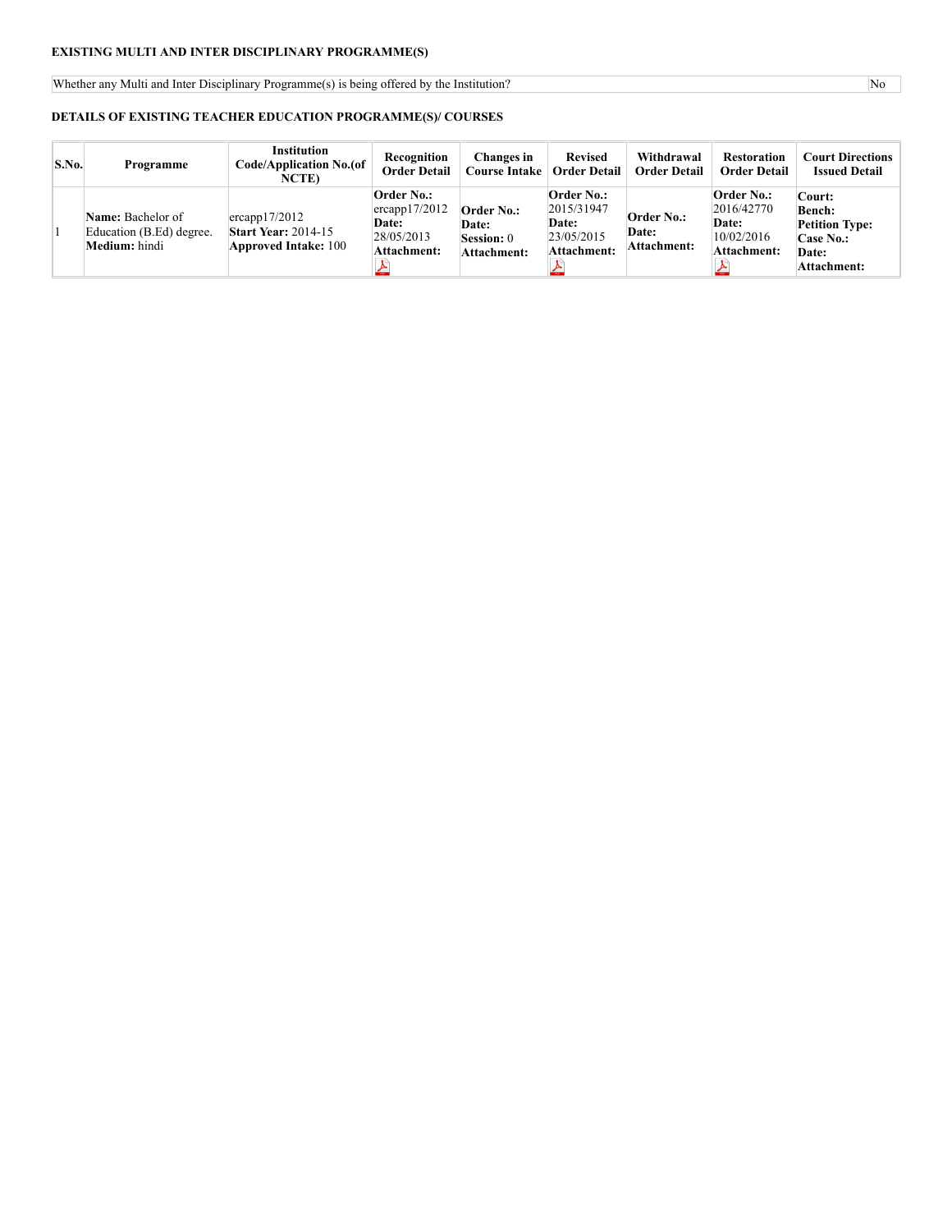**EXISTING MULTI AND INTER DISCIPLINARY PROGRAMME(S)**

| Whether any Multi and Inter Disciplinary Programme(s) is being offered by the Institution? | No |
|---|---|

**DETAILS OF EXISTING TEACHER EDUCATION PROGRAMME(S)/ COURSES**

| S.No. | Programme | Institution Code/Application No.(of NCTE) | Recognition Order Detail | Changes in Course Intake | Revised Order Detail | Withdrawal Order Detail | Restoration Order Detail | Court Directions Issued Detail |
|---|---|---|---|---|---|---|---|---|
| 1 | **Name:** Bachelor of Education (B.Ed) degree. **Medium:** hindi | ercapp17/2012 **Start Year:** 2014-15 **Approved Intake:** 100 | **Order No.:** ercapp17/2012 **Date:** 28/05/2013 **Attachment:** | **Order No.:** **Date:** **Session:** 0 **Attachment:** | **Order No.:** 2015/31947 **Date:** 23/05/2015 **Attachment:** | **Order No.:** **Date:** **Attachment:** | **Order No.:** 2016/42770 **Date:** 10/02/2016 **Attachment:** | **Court:** **Bench:** **Petition Type:** **Case No.:** **Date:** **Attachment:** |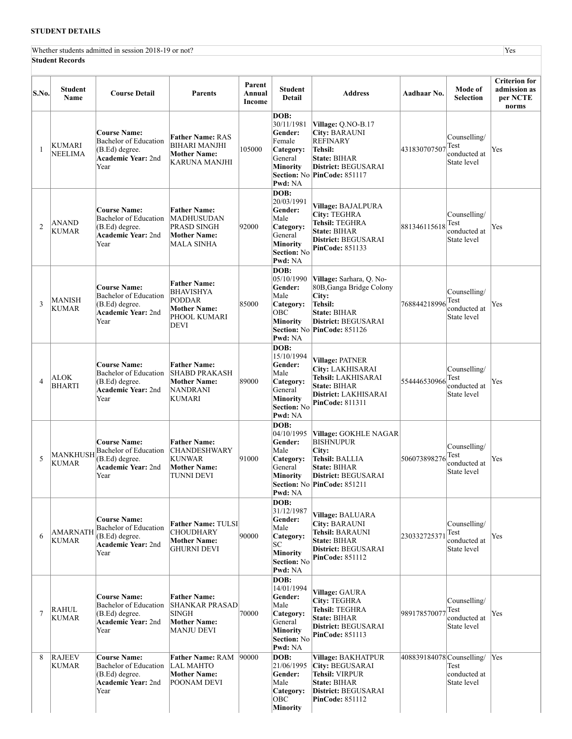**STUDENT DETAILS**

| Whether students admitted in session 2018-19 or not? | Yes |
|---|---|

**Student Records**

| S.No. | Student Name | Course Detail | Parents | Parent Annual Income | Student Detail | Address | Aadhaar No. | Mode of Selection | Criterion for admission as per NCTE norms |
|---|---|---|---|---|---|---|---|---|---|
| 1 | KUMARI NEELIMA | **Course Name:** Bachelor of Education (B.Ed) degree. **Academic Year:** 2nd Year | **Father Name:** RAS BIHARI MANJHI **Mother Name:** KARUNA MANJHI | 105000 | **DOB:** 30/11/1981 **Gender:** Female **Category:** General **Minority Section:** No **Pwd:** NA | **Village:** Q.NO-B.17 **City:** BARAUNI REFINARY **Tehsil:** **State:** BIHAR **District:** BEGUSARAI **PinCode:** 851117 | 431830707507 | Counselling/ Test conducted at State level | Yes |
| 2 | ANAND KUMAR | **Course Name:** Bachelor of Education (B.Ed) degree. **Academic Year:** 2nd Year | **Father Name:** MADHUSUDAN PRASD SINGH **Mother Name:** MALA SINHA | 92000 | **DOB:** 20/03/1991 **Gender:** Male **Category:** General **Minority Section:** No **Pwd:** NA | **Village:** BAJALPURA **City:** TEGHRA **Tehsil:** TEGHRA **State:** BIHAR **District:** BEGUSARAI **PinCode:** 851133 | 881346115618 | Counselling/ Test conducted at State level | Yes |
| 3 | MANISH KUMAR | **Course Name:** Bachelor of Education (B.Ed) degree. **Academic Year:** 2nd Year | **Father Name:** BHAVISHYA PODDAR **Mother Name:** PHOOL KUMARI DEVI | 85000 | **DOB:** 05/10/1990 **Gender:** Male **Category:** OBC **Minority Section:** No **Pwd:** NA | **Village:** Sarhara, Q. No- 80B,Ganga Bridge Colony **City:** **Tehsil:** **State:** BIHAR **District:** BEGUSARAI **PinCode:** 851126 | 768844218996 | Counselling/ Test conducted at State level | Yes |
| 4 | ALOK BHARTI | **Course Name:** Bachelor of Education (B.Ed) degree. **Academic Year:** 2nd Year | **Father Name:** SHABD PRAKASH **Mother Name:** NANDRANI KUMARI | 89000 | **DOB:** 15/10/1994 **Gender:** Male **Category:** General **Minority Section:** No **Pwd:** NA | **Village:** PATNER **City:** LAKHISARAI **Tehsil:** LAKHISARAI **State:** BIHAR **District:** LAKHISARAI **PinCode:** 811311 | 554446530966 | Counselling/ Test conducted at State level | Yes |
| 5 | MANKHUSH KUMAR | **Course Name:** Bachelor of Education (B.Ed) degree. **Academic Year:** 2nd Year | **Father Name:** CHANDESHWARY KUNWAR **Mother Name:** TUNNI DEVI | 91000 | **DOB:** 04/10/1995 **Gender:** Male **Category:** General **Minority Section:** No **Pwd:** NA | **Village:** GOKHLE NAGAR BISHNUPUR **City:** **Tehsil:** BALLIA **State:** BIHAR **District:** BEGUSARAI **PinCode:** 851211 | 506073898276 | Counselling/ Test conducted at State level | Yes |
| 6 | AMARNATH KUMAR | **Course Name:** Bachelor of Education (B.Ed) degree. **Academic Year:** 2nd Year | **Father Name:** TULSI CHOUDHARY **Mother Name:** GHURNI DEVI | 90000 | **DOB:** 31/12/1987 **Gender:** Male **Category:** SC **Minority Section:** No **Pwd:** NA | **Village:** BALUARA **City:** BARAUNI **Tehsil:** BARAUNI **State:** BIHAR **District:** BEGUSARAI **PinCode:** 851112 | 230332725371 | Counselling/ Test conducted at State level | Yes |
| 7 | RAHUL KUMAR | **Course Name:** Bachelor of Education (B.Ed) degree. **Academic Year:** 2nd Year | **Father Name:** SHANKAR PRASAD SINGH **Mother Name:** MANJU DEVI | 70000 | **DOB:** 14/01/1994 **Gender:** Male **Category:** General **Minority Section:** No **Pwd:** NA | **Village:** GAURA **City:** TEGHRA **Tehsil:** TEGHRA **State:** BIHAR **District:** BEGUSARAI **PinCode:** 851113 | 989178570077 | Counselling/ Test conducted at State level | Yes |
| 8 | RAJEEV KUMAR | **Course Name:** Bachelor of Education (B.Ed) degree. **Academic Year:** 2nd Year | **Father Name:** RAM LAL MAHTO **Mother Name:** POONAM DEVI | 90000 | **DOB:** 21/06/1995 **Gender:** Male **Category:** OBC **Minority** | **Village:** BAKHATPUR **City:** BEGUSARAI **Tehsil:** VIRPUR **State:** BIHAR **District:** BEGUSARAI **PinCode:** 851112 | 408839184078 | Counselling/ Test conducted at State level | Yes |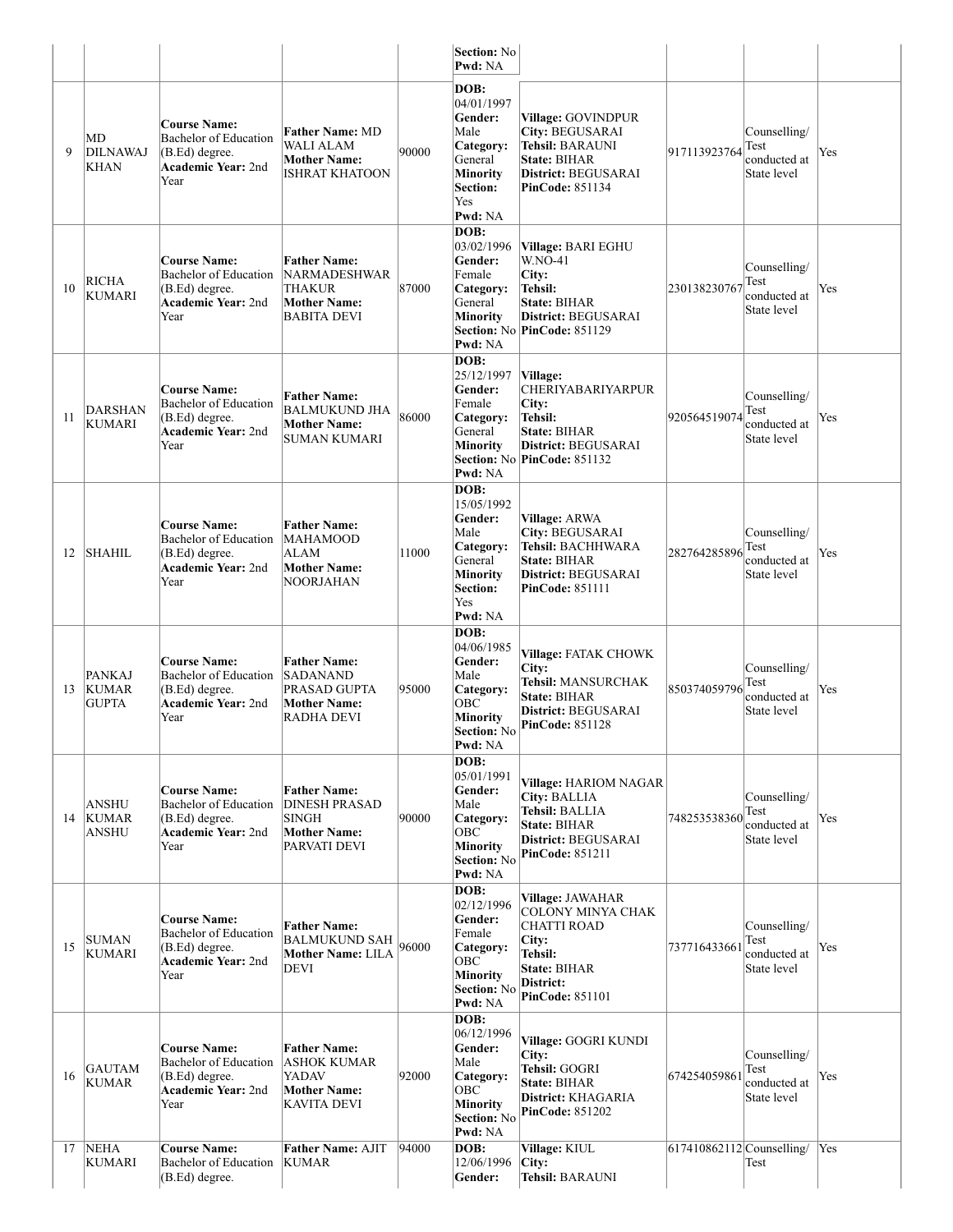| | | | | | Section: No<br>Pwd: NA | | | |
|---|---|---|---|---|---|---|---|---|
| 9 | MD DILNAWAJ KHAN | **Course Name:** Bachelor of Education (B.Ed) degree. **Academic Year:** 2nd Year | **Father Name:** MD WALI ALAM **Mother Name:** ISHRAT KHATOON | 90000 | **DOB:** 04/01/1997 **Gender:** Male **Category:** General **Minority Section:** Yes **Pwd:** NA | **Village:** GOVINDPUR **City:** BEGUSARAI **Tehsil:** BARAUNI **State:** BIHAR **District:** BEGUSARAI **PinCode:** 851134 | 917113923764 | Counselling/ Test conducted at State level | Yes |
| 10 | RICHA KUMARI | **Course Name:** Bachelor of Education (B.Ed) degree. **Academic Year:** 2nd Year | **Father Name:** NARMADESHWAR THAKUR **Mother Name:** BABITA DEVI | 87000 | **DOB:** 03/02/1996 **Gender:** Female **Category:** General **Minority Section:** No **Pwd:** NA | **Village:** BARI EGHU W.NO-41 **City:** **Tehsil:** **State:** BIHAR **District:** BEGUSARAI **PinCode:** 851129 | 230138230767 | Counselling/ Test conducted at State level | Yes |
| 11 | DARSHAN KUMARI | **Course Name:** Bachelor of Education (B.Ed) degree. **Academic Year:** 2nd Year | **Father Name:** BALMUKUND JHA **Mother Name:** SUMAN KUMARI | 86000 | **DOB:** 25/12/1997 **Gender:** Female **Category:** General **Minority Section:** No **Pwd:** NA | **Village:** CHERIYABARIYARPUR **City:** **Tehsil:** **State:** BIHAR **District:** BEGUSARAI **PinCode:** 851132 | 920564519074 | Counselling/ Test conducted at State level | Yes |
| 12 | SHAHIL | **Course Name:** Bachelor of Education (B.Ed) degree. **Academic Year:** 2nd Year | **Father Name:** MAHAMOOD ALAM **Mother Name:** NOORJAHAN | 11000 | **DOB:** 15/05/1992 **Gender:** Male **Category:** General **Minority Section:** Yes **Pwd:** NA | **Village:** ARWA **City:** BEGUSARAI **Tehsil:** BACHHWARA **State:** BIHAR **District:** BEGUSARAI **PinCode:** 851111 | 282764285896 | Counselling/ Test conducted at State level | Yes |
| 13 | PANKAJ KUMAR GUPTA | **Course Name:** Bachelor of Education (B.Ed) degree. **Academic Year:** 2nd Year | **Father Name:** SADANAND PRASAD GUPTA **Mother Name:** RADHA DEVI | 95000 | **DOB:** 04/06/1985 **Gender:** Male **Category:** OBC **Minority Section:** No **Pwd:** NA | **Village:** FATAK CHOWK **City:** **Tehsil:** MANSURCHAK **State:** BIHAR **District:** BEGUSARAI **PinCode:** 851128 | 850374059796 | Counselling/ Test conducted at State level | Yes |
| 14 | ANSHU KUMAR ANSHU | **Course Name:** Bachelor of Education (B.Ed) degree. **Academic Year:** 2nd Year | **Father Name:** DINESH PRASAD SINGH **Mother Name:** PARVATI DEVI | 90000 | **DOB:** 05/01/1991 **Gender:** Male **Category:** OBC **Minority Section:** No **Pwd:** NA | **Village:** HARIOM NAGAR **City:** BALLIA **Tehsil:** BALLIA **State:** BIHAR **District:** BEGUSARAI **PinCode:** 851211 | 748253538360 | Counselling/ Test conducted at State level | Yes |
| 15 | SUMAN KUMARI | **Course Name:** Bachelor of Education (B.Ed) degree. **Academic Year:** 2nd Year | **Father Name:** BALMUKUND SAH **Mother Name:** LILA DEVI | 96000 | **DOB:** 02/12/1996 **Gender:** Female **Category:** OBC **Minority Section:** No **Pwd:** NA | **Village:** JAWAHAR COLONY MINYA CHAK CHATTI ROAD **City:** **Tehsil:** **State:** BIHAR **District:** **PinCode:** 851101 | 737716433661 | Counselling/ Test conducted at State level | Yes |
| 16 | GAUTAM KUMAR | **Course Name:** Bachelor of Education (B.Ed) degree. **Academic Year:** 2nd Year | **Father Name:** ASHOK KUMAR YADAV **Mother Name:** KAVITA DEVI | 92000 | **DOB:** 06/12/1996 **Gender:** Male **Category:** OBC **Minority Section:** No **Pwd:** NA | **Village:** GOGRI KUNDI **City:** **Tehsil:** GOGRI **State:** BIHAR **District:** KHAGARIA **PinCode:** 851202 | 674254059861 | Counselling/ Test conducted at State level | Yes |
| 17 | NEHA KUMARI | **Course Name:** Bachelor of Education (B.Ed) degree. | **Father Name:** AJIT KUMAR | 94000 | **DOB:** 12/06/1996 **Gender:** | **Village:** KIUL **City:** **Tehsil:** BARAUNI | 617410862112 | Counselling/ Test | Yes |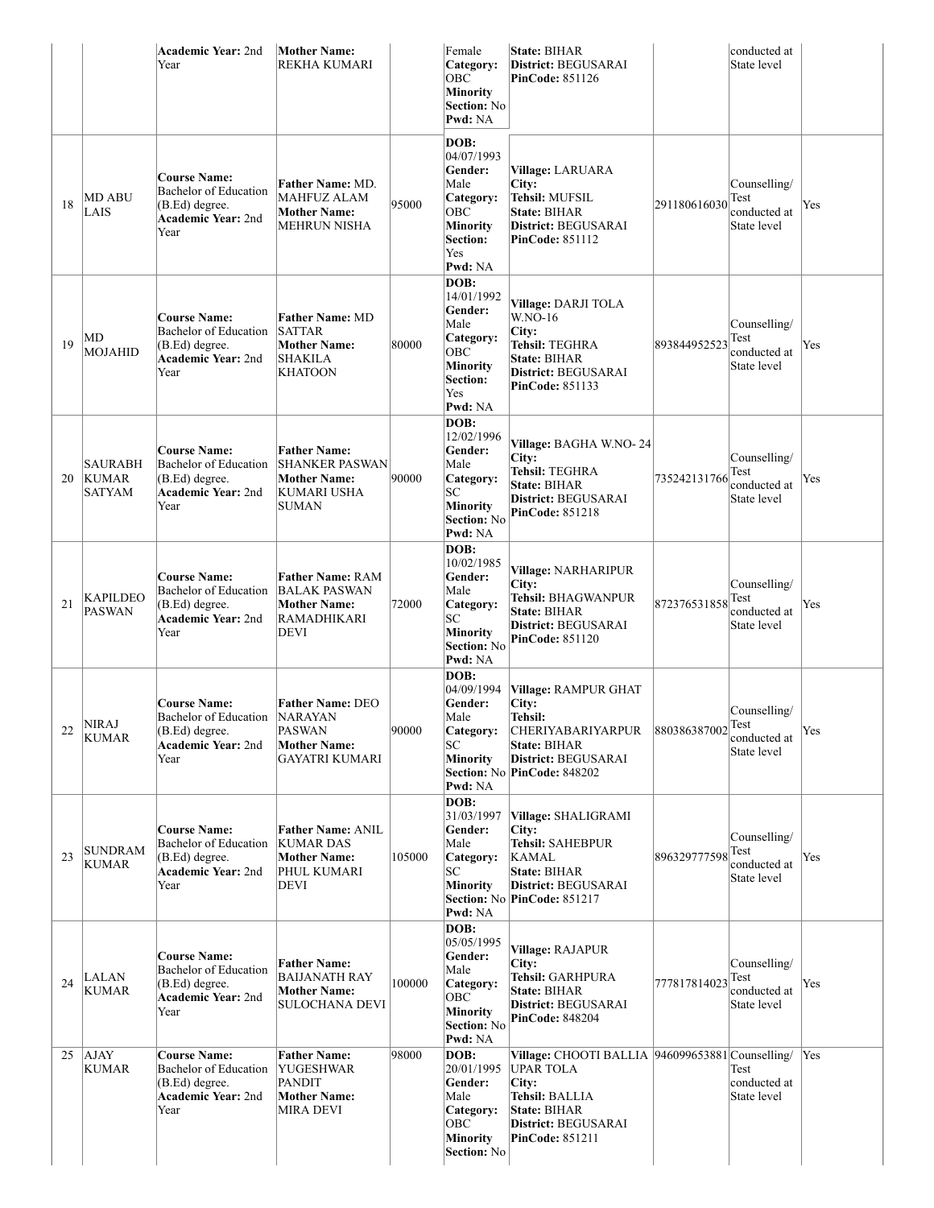| | | **Academic Year:** 2nd Year | **Mother Name:** REKHA KUMARI | | Female **Category:** OBC **Minority Section:** No **Pwd:** NA | **State:** BIHAR **District:** BEGUSARAI **PinCode:** 851126 | | conducted at State level | |
|---|---|---|---|---|---|---|---|---|---|
| 18 | MD ABU LAIS | **Course Name:** Bachelor of Education (B.Ed) degree. **Academic Year:** 2nd Year | **Father Name:** MD. MAHFUZ ALAM **Mother Name:** MEHRUN NISHA | 95000 | **DOB:** 04/07/1993 **Gender:** Male **Category:** OBC **Minority Section:** Yes **Pwd:** NA | **Village:** LARUARA **City:** **Tehsil:** MUFSIL **State:** BIHAR **District:** BEGUSARAI **PinCode:** 851112 | 291180616030 | Counselling/ Test conducted at State level | Yes |
| 19 | MD MOJAHID | **Course Name:** Bachelor of Education (B.Ed) degree. **Academic Year:** 2nd Year | **Father Name:** MD SATTAR **Mother Name:** SHAKILA KHATOON | 80000 | **DOB:** 14/01/1992 **Gender:** Male **Category:** OBC **Minority Section:** Yes **Pwd:** NA | **Village:** DARJI TOLA W.NO-16 **City:** **Tehsil:** TEGHRA **State:** BIHAR **District:** BEGUSARAI **PinCode:** 851133 | 893844952523 | Counselling/ Test conducted at State level | Yes |
| 20 | SAURABH KUMAR SATYAM | **Course Name:** Bachelor of Education (B.Ed) degree. **Academic Year:** 2nd Year | **Father Name:** SHANKER PASWAN **Mother Name:** KUMARI USHA SUMAN | 90000 | **DOB:** 12/02/1996 **Gender:** Male **Category:** SC **Minority Section:** No **Pwd:** NA | **Village:** BAGHA W.NO- 24 **City:** **Tehsil:** TEGHRA **State:** BIHAR **District:** BEGUSARAI **PinCode:** 851218 | 735242131766 | Counselling/ Test conducted at State level | Yes |
| 21 | KAPILDEO PASWAN | **Course Name:** Bachelor of Education (B.Ed) degree. **Academic Year:** 2nd Year | **Father Name:** RAM BALAK PASWAN **Mother Name:** RAMADHIKARI DEVI | 72000 | **DOB:** 10/02/1985 **Gender:** Male **Category:** SC **Minority Section:** No **Pwd:** NA | **Village:** NARHARIPUR **City:** **Tehsil:** BHAGWANPUR **State:** BIHAR **District:** BEGUSARAI **PinCode:** 851120 | 872376531858 | Counselling/ Test conducted at State level | Yes |
| 22 | NIRAJ KUMAR | **Course Name:** Bachelor of Education (B.Ed) degree. **Academic Year:** 2nd Year | **Father Name:** DEO NARAYAN PASWAN **Mother Name:** GAYATRI KUMARI | 90000 | **DOB:** 04/09/1994 **Gender:** Male **Category:** SC **Minority Section:** No **Pwd:** NA | **Village:** RAMPUR GHAT **City:** **Tehsil:** CHERIYABARIYARPUR **State:** BIHAR **District:** BEGUSARAI **PinCode:** 848202 | 880386387002 | Counselling/ Test conducted at State level | Yes |
| 23 | SUNDRAM KUMAR | **Course Name:** Bachelor of Education (B.Ed) degree. **Academic Year:** 2nd Year | **Father Name:** ANIL KUMAR DAS **Mother Name:** PHUL KUMARI DEVI | 105000 | **DOB:** 31/03/1997 **Gender:** Male **Category:** SC **Minority Section:** No **Pwd:** NA | **Village:** SHALIGRAMI **City:** **Tehsil:** SAHEBPUR KAMAL **State:** BIHAR **District:** BEGUSARAI **PinCode:** 851217 | 896329777598 | Counselling/ Test conducted at State level | Yes |
| 24 | LALAN KUMAR | **Course Name:** Bachelor of Education (B.Ed) degree. **Academic Year:** 2nd Year | **Father Name:** BAIJANATH RAY **Mother Name:** SULOCHANA DEVI | 100000 | **DOB:** 05/05/1995 **Gender:** Male **Category:** OBC **Minority Section:** No **Pwd:** NA | **Village:** RAJAPUR **City:** **Tehsil:** GARHPURA **State:** BIHAR **District:** BEGUSARAI **PinCode:** 848204 | 777817814023 | Counselling/ Test conducted at State level | Yes |
| 25 | AJAY KUMAR | **Course Name:** Bachelor of Education (B.Ed) degree. **Academic Year:** 2nd Year | **Father Name:** YUGESHWAR PANDIT **Mother Name:** MIRA DEVI | 98000 | **DOB:** 20/01/1995 **Gender:** Male **Category:** OBC **Minority Section:** No | **Village:** CHOOTI BALLIA UPAR TOLA **City:** **Tehsil:** BALLIA **State:** BIHAR **District:** BEGUSARAI **PinCode:** 851211 | 946099653881 | Counselling/ Test conducted at State level | Yes |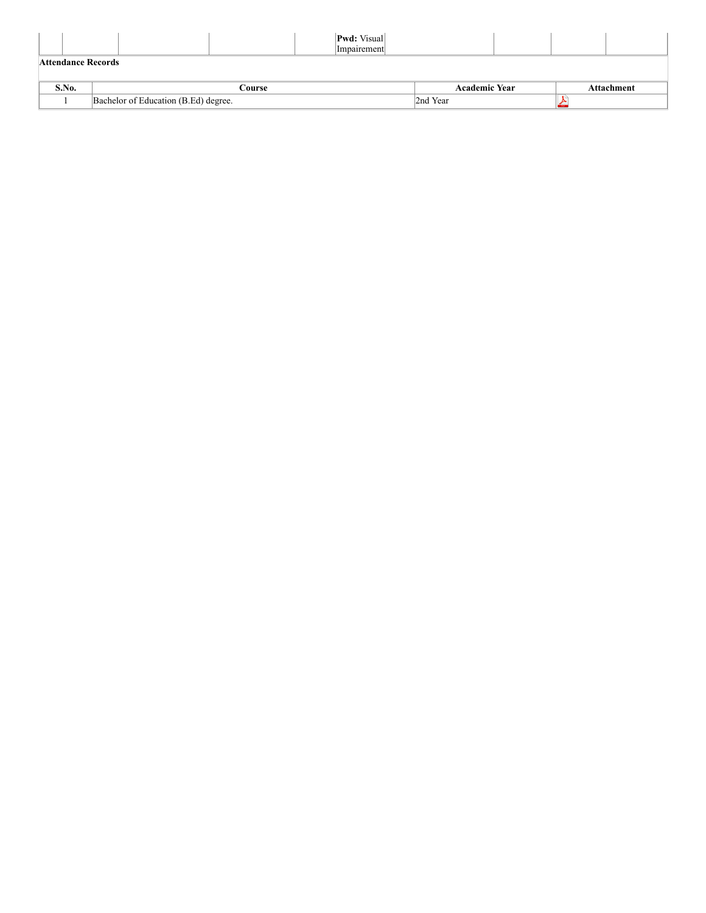|  |  |  |  |  | **Pwd:** Visual Impairement |  |  |  |  |
|---|---|---|---|---|---|---|---|---|---|

**Attendance Records**

| S.No. | Course | Academic Year | Attachment |
|---|---|---|---|
| 1 | Bachelor of Education (B.Ed) degree. | 2nd Year |  |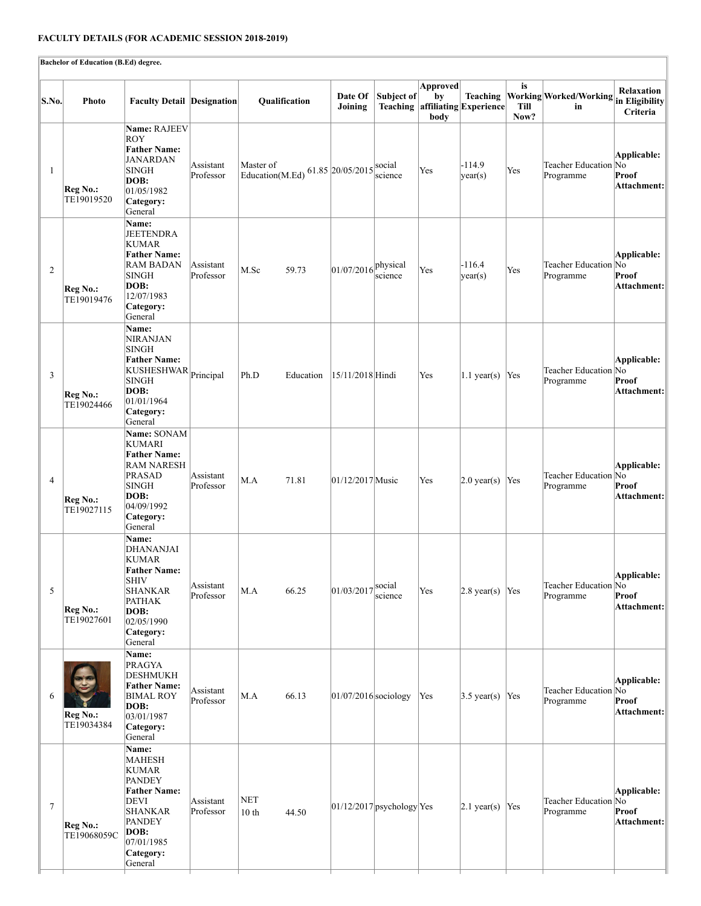**FACULTY DETAILS (FOR ACADEMIC SESSION 2018-2019)**

**Bachelor of Education (B.Ed) degree.**

| S.No. | Photo | Faculty Detail | Designation | Qualification | | Date Of Joining | Subject of Teaching | Approved by affiliating body | Teaching Experience | is Working Till Now? | Worked/Working in | Relaxation in Eligibility Criteria |
|---|---|---|---|---|---|---|---|---|---|---|---|---|
| 1 | **Reg No.:** TE19019520 | **Name:** RAJEEV ROY **Father Name:** JANARDAN SINGH **DOB:** 01/05/1982 **Category:** General | Assistant Professor | Master of Education(M.Ed) | 61.85 | 20/05/2015 | social science | Yes | -114.9 year(s) | Yes | Teacher Education Programme | **Applicable:** No **Proof Attachment:** |
| 2 | **Reg No.:** TE19019476 | **Name:** JEETENDRA KUMAR **Father Name:** RAM BADAN SINGH **DOB:** 12/07/1983 **Category:** General | Assistant Professor | M.Sc | 59.73 | 01/07/2016 | physical science | Yes | -116.4 year(s) | Yes | Teacher Education Programme | **Applicable:** No **Proof Attachment:** |
| 3 | **Reg No.:** TE19024466 | **Name:** NIRANJAN SINGH **Father Name:** KUSHESHWAR SINGH **DOB:** 01/01/1964 **Category:** General | Principal | Ph.D | Education | 15/11/2018 | Hindi | Yes | 1.1 year(s) | Yes | Teacher Education Programme | **Applicable:** No **Proof Attachment:** |
| 4 | **Reg No.:** TE19027115 | **Name:** SONAM KUMARI **Father Name:** RAM NARESH PRASAD SINGH **DOB:** 04/09/1992 **Category:** General | Assistant Professor | M.A | 71.81 | 01/12/2017 | Music | Yes | 2.0 year(s) | Yes | Teacher Education Programme | **Applicable:** No **Proof Attachment:** |
| 5 | **Reg No.:** TE19027601 | **Name:** DHANANJAI KUMAR **Father Name:** SHIV SHANKAR PATHAK **DOB:** 02/05/1990 **Category:** General | Assistant Professor | M.A | 66.25 | 01/03/2017 | social science | Yes | 2.8 year(s) | Yes | Teacher Education Programme | **Applicable:** No **Proof Attachment:** |
| 6 | **Reg No.:** TE19034384 | **Name:** PRAGYA DESHMUKH **Father Name:** BIMAL ROY **DOB:** 03/01/1987 **Category:** General | Assistant Professor | M.A | 66.13 | 01/07/2016 | sociology | Yes | 3.5 year(s) | Yes | Teacher Education Programme | **Applicable:** No **Proof Attachment:** |
| 7 | **Reg No.:** TE19068059C | **Name:** MAHESH KUMAR PANDEY **Father Name:** DEVI SHANKAR PANDEY **DOB:** 07/01/1985 **Category:** General | Assistant Professor | NET 10 th | 44.50 | 01/12/2017 | psychology | Yes | 2.1 year(s) | Yes | Teacher Education Programme | **Applicable:** No **Proof Attachment:** |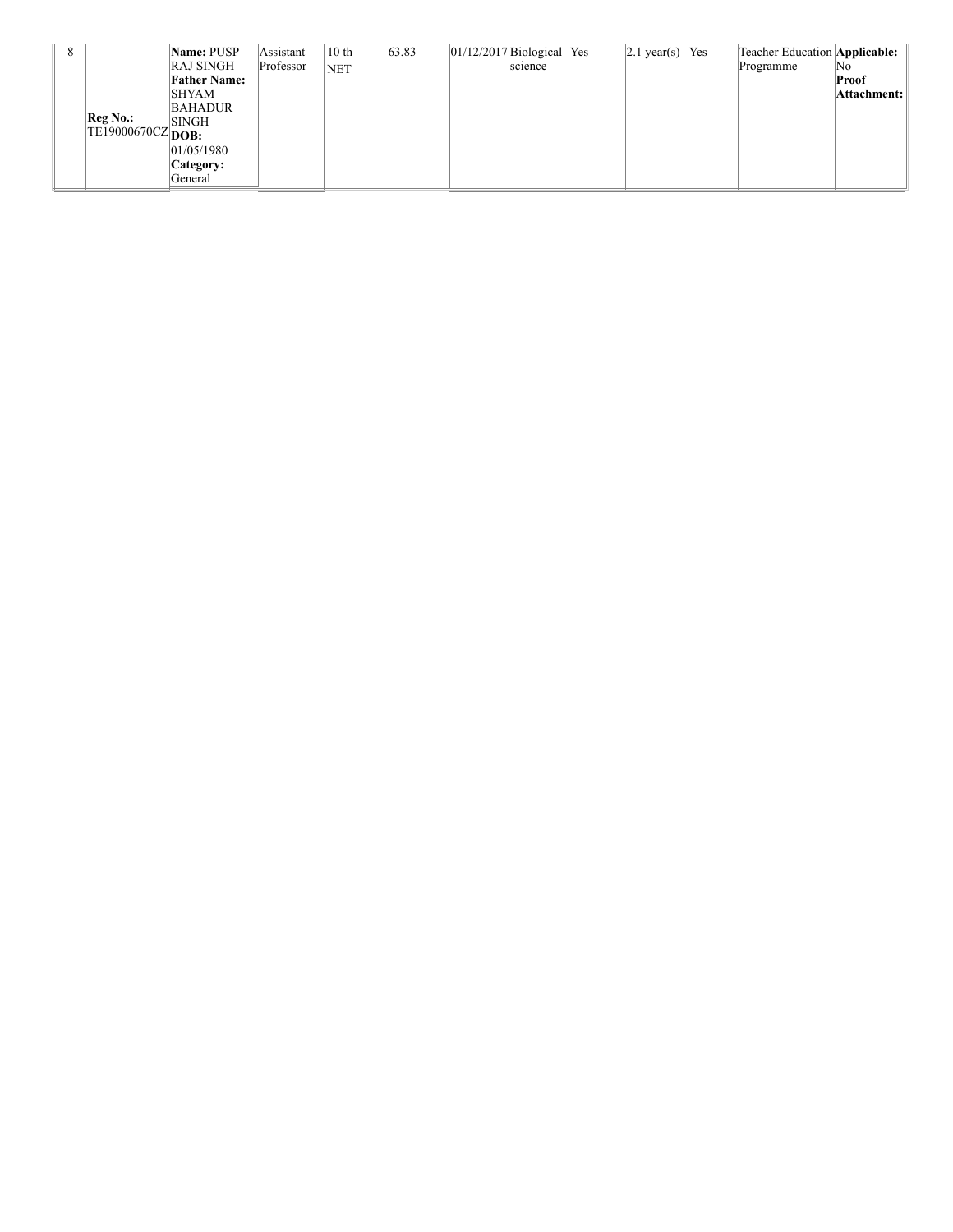| 8 | Reg No.: TE19000670CZ | Name: PUSP RAJ SINGH Father Name: SHYAM BAHADUR SINGH DOB: 01/05/1980 Category: General | Assistant Professor | 10 th NET | 63.83 | 01/12/2017 | Biological science | Yes | 2.1 year(s) | Yes | Teacher Education Programme | Applicable: No Proof Attachment: |
|---|---|---|---|---|---|---|---|---|---|---|---|---|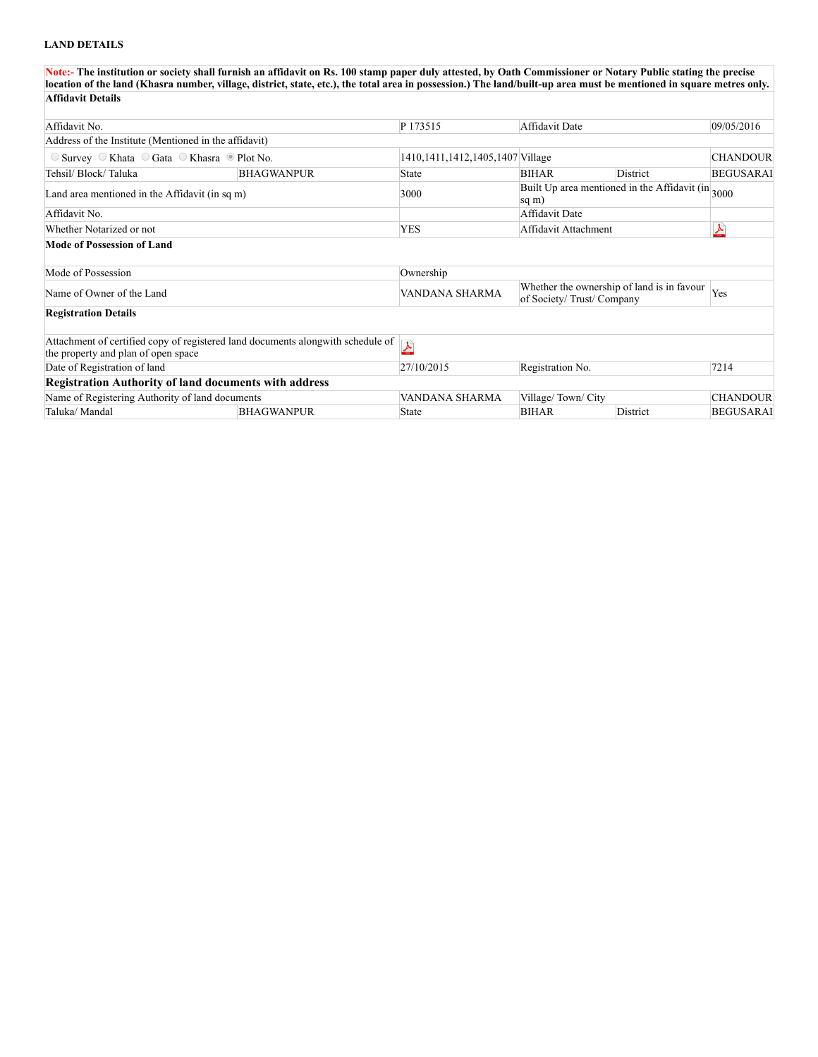**LAND DETAILS**

**Note:- The institution or society shall furnish an affidavit on Rs. 100 stamp paper duly attested, by Oath Commissioner or Notary Public stating the precise location of the land (Khasra number, village, district, state, etc.), the total area in possession.) The land/built-up area must be mentioned in square metres only.**

**Affidavit Details**

| | | | | | |
|---|---|---|---|---|---|
| Affidavit No. | | P 173515 | Affidavit Date | | 09/05/2016 |
| Address of the Institute (Mentioned in the affidavit) | | | | | |
| ○ Survey ○ Khata ○ Gata ○ Khasra ◉ Plot No. | | 1410,1411,1412,1405,1407 | Village | | CHANDOUR |
| Tehsil/ Block/ Taluka | BHAGWANPUR | State | BIHAR | District | BEGUSARAI |
| Land area mentioned in the Affidavit (in sq m) | | 3000 | Built Up area mentioned in the Affidavit (in sq m) | | 3000 |
| Affidavit No. | | | Affidavit Date | | |
| Whether Notarized or not | | YES | Affidavit Attachment | | |

**Mode of Possession of Land**

| | | | |
|---|---|---|---|
| Mode of Possession | Ownership | | |
| Name of Owner of the Land | VANDANA SHARMA | Whether the ownership of land is in favour of Society/ Trust/ Company | Yes |

**Registration Details**

| | | | |
|---|---|---|---|
| Attachment of certified copy of registered land documents alongwith schedule of the property and plan of open space | | | |
| Date of Registration of land | 27/10/2015 | Registration No. | 7214 |

**Registration Authority of land documents with address**

| | | | | | |
|---|---|---|---|---|---|
| Name of Registering Authority of land documents | | VANDANA SHARMA | Village/ Town/ City | | CHANDOUR |
| Taluka/ Mandal | BHAGWANPUR | State | BIHAR | District | BEGUSARAI |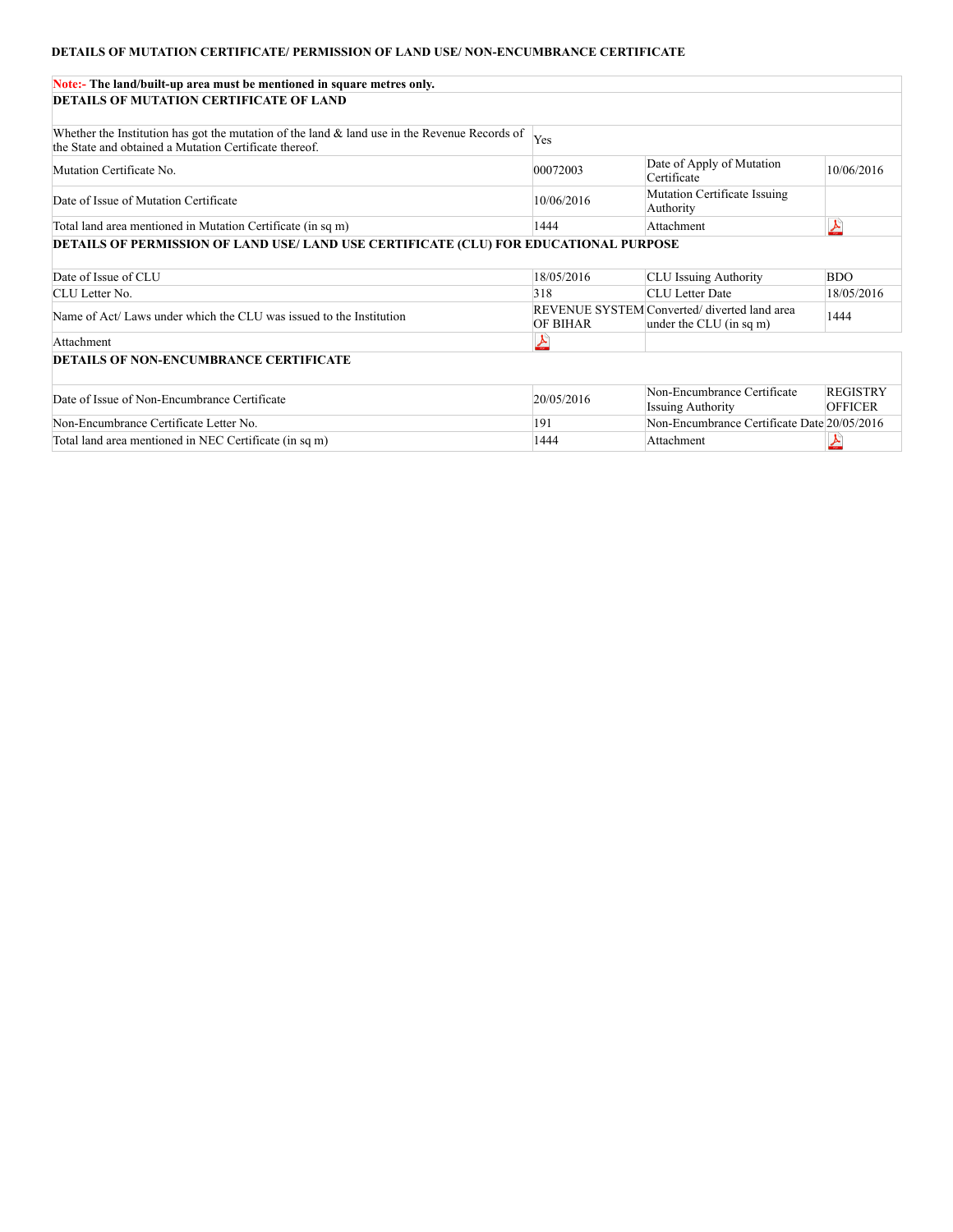**DETAILS OF MUTATION CERTIFICATE/ PERMISSION OF LAND USE/ NON-ENCUMBRANCE CERTIFICATE**

| Note:- The land/built-up area must be mentioned in square metres only. | | | |
|---|---|---|---|
| **DETAILS OF MUTATION CERTIFICATE OF LAND** | | | |
| Whether the Institution has got the mutation of the land & land use in the Revenue Records of the State and obtained a Mutation Certificate thereof. | Yes | | |
| Mutation Certificate No. | 00072003 | Date of Apply of Mutation Certificate | 10/06/2016 |
| Date of Issue of Mutation Certificate | 10/06/2016 | Mutation Certificate Issuing Authority | |
| Total land area mentioned in Mutation Certificate (in sq m) | 1444 | Attachment | |
| **DETAILS OF PERMISSION OF LAND USE/ LAND USE CERTIFICATE (CLU) FOR EDUCATIONAL PURPOSE** | | | |
| Date of Issue of CLU | 18/05/2016 | CLU Issuing Authority | BDO |
| CLU Letter No. | 318 | CLU Letter Date | 18/05/2016 |
| Name of Act/ Laws under which the CLU was issued to the Institution | REVENUE SYSTEM OF BIHAR | Converted/ diverted land area under the CLU (in sq m) | 1444 |
| Attachment | | | |
| **DETAILS OF NON-ENCUMBRANCE CERTIFICATE** | | | |
| Date of Issue of Non-Encumbrance Certificate | 20/05/2016 | Non-Encumbrance Certificate Issuing Authority | REGISTRY OFFICER |
| Non-Encumbrance Certificate Letter No. | 191 | Non-Encumbrance Certificate Date | 20/05/2016 |
| Total land area mentioned in NEC Certificate (in sq m) | 1444 | Attachment | |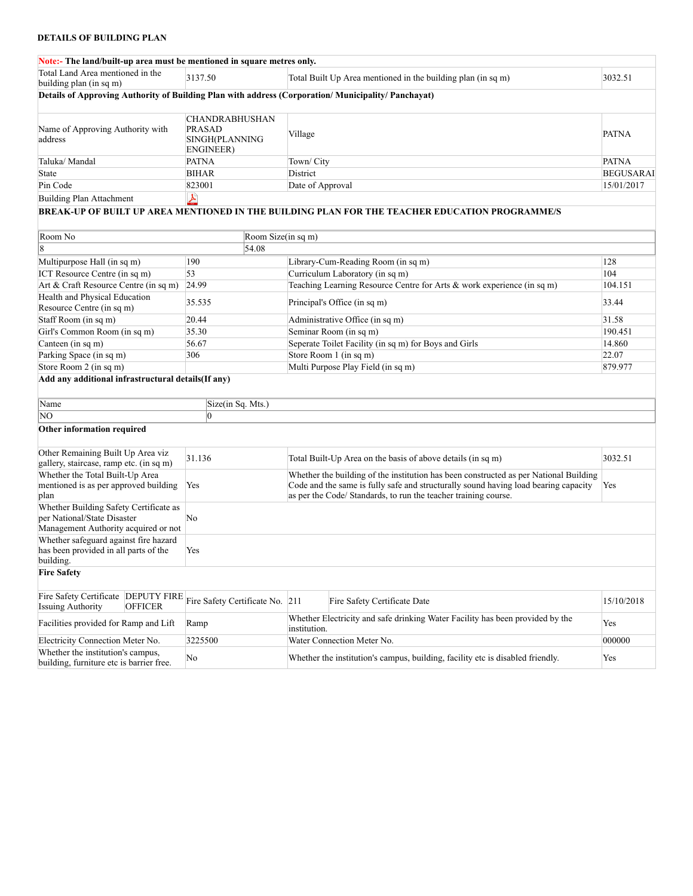**DETAILS OF BUILDING PLAN**

| **Note:- The land/built-up area must be mentioned in square metres only.** | | | |
|---|---|---|---|
| Total Land Area mentioned in the building plan (in sq m) | 3137.50 | Total Built Up Area mentioned in the building plan (in sq m) | 3032.51 |
| **Details of Approving Authority of Building Plan with address (Corporation/ Municipality/ Panchayat)** | | | |
| Name of Approving Authority with address | CHANDRABHUSHAN PRASAD SINGH(PLANNING ENGINEER) | Village | PATNA |
| Taluka/ Mandal | PATNA | Town/ City | PATNA |
| State | BIHAR | District | BEGUSARAI |
| Pin Code | 823001 | Date of Approval | 15/01/2017 |
| Building Plan Attachment | | | |

**BREAK-UP OF BUILT UP AREA MENTIONED IN THE BUILDING PLAN FOR THE TEACHER EDUCATION PROGRAMME/S**

| Room No | Room Size(in sq m) |
|---|---|
| 8 | 54.08 |

| | | | |
|---|---|---|---|
| Multipurpose Hall (in sq m) | 190 | Library-Cum-Reading Room (in sq m) | 128 |
| ICT Resource Centre (in sq m) | 53 | Curriculum Laboratory (in sq m) | 104 |
| Art & Craft Resource Centre (in sq m) | 24.99 | Teaching Learning Resource Centre for Arts & work experience (in sq m) | 104.151 |
| Health and Physical Education Resource Centre (in sq m) | 35.535 | Principal's Office (in sq m) | 33.44 |
| Staff Room (in sq m) | 20.44 | Administrative Office (in sq m) | 31.58 |
| Girl's Common Room (in sq m) | 35.30 | Seminar Room (in sq m) | 190.451 |
| Canteen (in sq m) | 56.67 | Seperate Toilet Facility (in sq m) for Boys and Girls | 14.860 |
| Parking Space (in sq m) | 306 | Store Room 1 (in sq m) | 22.07 |
| Store Room 2 (in sq m) | | Multi Purpose Play Field (in sq m) | 879.977 |

**Add any additional infrastructural details(If any)**

| Name | Size(in Sq. Mts.) |
|---|---|
| NO | 0 |

**Other information required**

| | | | |
|---|---|---|---|
| Other Remaining Built Up Area viz gallery, staircase, ramp etc. (in sq m) | 31.136 | Total Built-Up Area on the basis of above details (in sq m) | 3032.51 |
| Whether the Total Built-Up Area mentioned is as per approved building plan | Yes | Whether the building of the institution has been constructed as per National Building Code and the same is fully safe and structurally sound having load bearing capacity as per the Code/ Standards, to run the teacher training course. | Yes |
| Whether Building Safety Certificate as per National/State Disaster Management Authority acquired or not | No | | |
| Whether safeguard against fire hazard has been provided in all parts of the building. | Yes | | |

**Fire Safety**

| | | | | | |
|---|---|---|---|---|---|
| Fire Safety Certificate Issuing Authority | DEPUTY FIRE OFFICER | Fire Safety Certificate No. | 211 | Fire Safety Certificate Date | 15/10/2018 |

| | | | |
|---|---|---|---|
| Facilities provided for Ramp and Lift | Ramp | Whether Electricity and safe drinking Water Facility has been provided by the institution. | Yes |
| Electricity Connection Meter No. | 3225500 | Water Connection Meter No. | 000000 |
| Whether the institution's campus, building, furniture etc is barrier free. | No | Whether the institution's campus, building, facility etc is disabled friendly. | Yes |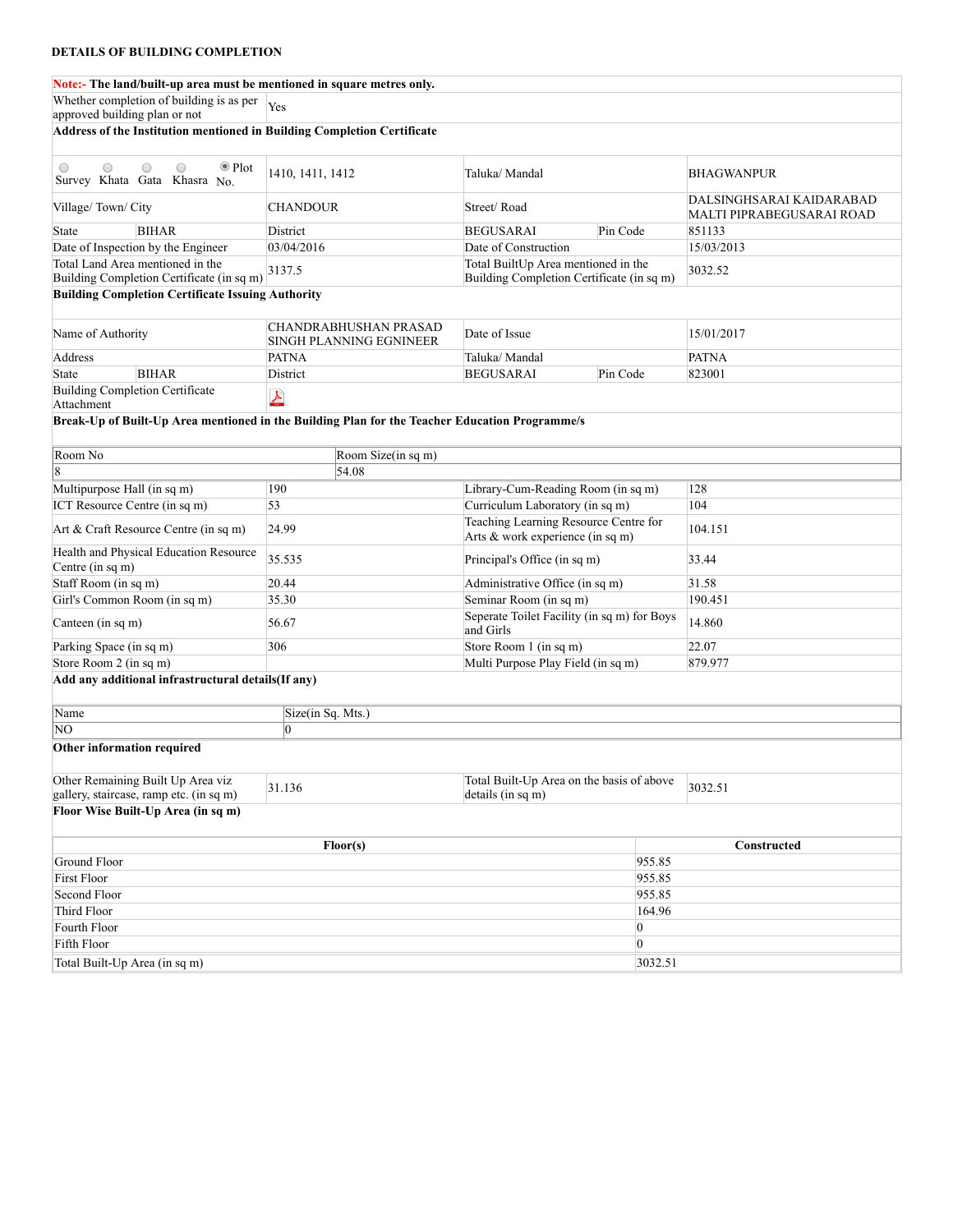**DETAILS OF BUILDING COMPLETION**

**Note:- The land/built-up area must be mentioned in square metres only.**

| | |
|---|---|
| Whether completion of building is as per approved building plan or not | Yes |

**Address of the Institution mentioned in Building Completion Certificate**

| | | | | |
|---|---|---|---|---|
| ○ Survey ○ Khata ○ Gata ○ Khasra ◉ Plot No. | 1410, 1411, 1412 | Taluka/ Mandal | | BHAGWANPUR |
| Village/ Town/ City | CHANDOUR | Street/ Road | | DALSINGHSARAI KAIDARABAD MALTI PIPRABEGUSARAI ROAD |
| State BIHAR | District | BEGUSARAI | Pin Code | 851133 |
| Date of Inspection by the Engineer | 03/04/2016 | Date of Construction | | 15/03/2013 |
| Total Land Area mentioned in the Building Completion Certificate (in sq m) | 3137.5 | Total BuiltUp Area mentioned in the Building Completion Certificate (in sq m) | | 3032.52 |

**Building Completion Certificate Issuing Authority**

| | | | | |
|---|---|---|---|---|
| Name of Authority | CHANDRABHUSHAN PRASAD SINGH PLANNING EGNINEER | Date of Issue | | 15/01/2017 |
| Address | PATNA | Taluka/ Mandal | | PATNA |
| State BIHAR | District | BEGUSARAI | Pin Code | 823001 |
| Building Completion Certificate Attachment | | | | |

**Break-Up of Built-Up Area mentioned in the Building Plan for the Teacher Education Programme/s**

| Room No | Room Size(in sq m) |
|---|---|
| 8 | 54.08 |

| | | | |
|---|---|---|---|
| Multipurpose Hall (in sq m) | 190 | Library-Cum-Reading Room (in sq m) | 128 |
| ICT Resource Centre (in sq m) | 53 | Curriculum Laboratory (in sq m) | 104 |
| Art & Craft Resource Centre (in sq m) | 24.99 | Teaching Learning Resource Centre for Arts & work experience (in sq m) | 104.151 |
| Health and Physical Education Resource Centre (in sq m) | 35.535 | Principal's Office (in sq m) | 33.44 |
| Staff Room (in sq m) | 20.44 | Administrative Office (in sq m) | 31.58 |
| Girl's Common Room (in sq m) | 35.30 | Seminar Room (in sq m) | 190.451 |
| Canteen (in sq m) | 56.67 | Seperate Toilet Facility (in sq m) for Boys and Girls | 14.860 |
| Parking Space (in sq m) | 306 | Store Room 1 (in sq m) | 22.07 |
| Store Room 2 (in sq m) | | Multi Purpose Play Field (in sq m) | 879.977 |

**Add any additional infrastructural details(If any)**

| Name | Size(in Sq. Mts.) |
|---|---|
| NO | 0 |

**Other information required**

| | | | |
|---|---|---|---|
| Other Remaining Built Up Area viz gallery, staircase, ramp etc. (in sq m) | 31.136 | Total Built-Up Area on the basis of above details (in sq m) | 3032.51 |

**Floor Wise Built-Up Area (in sq m)**

| Floor(s) | Constructed |
|---|---|
| Ground Floor | 955.85 |
| First Floor | 955.85 |
| Second Floor | 955.85 |
| Third Floor | 164.96 |
| Fourth Floor | 0 |
| Fifth Floor | 0 |
| Total Built-Up Area (in sq m) | 3032.51 |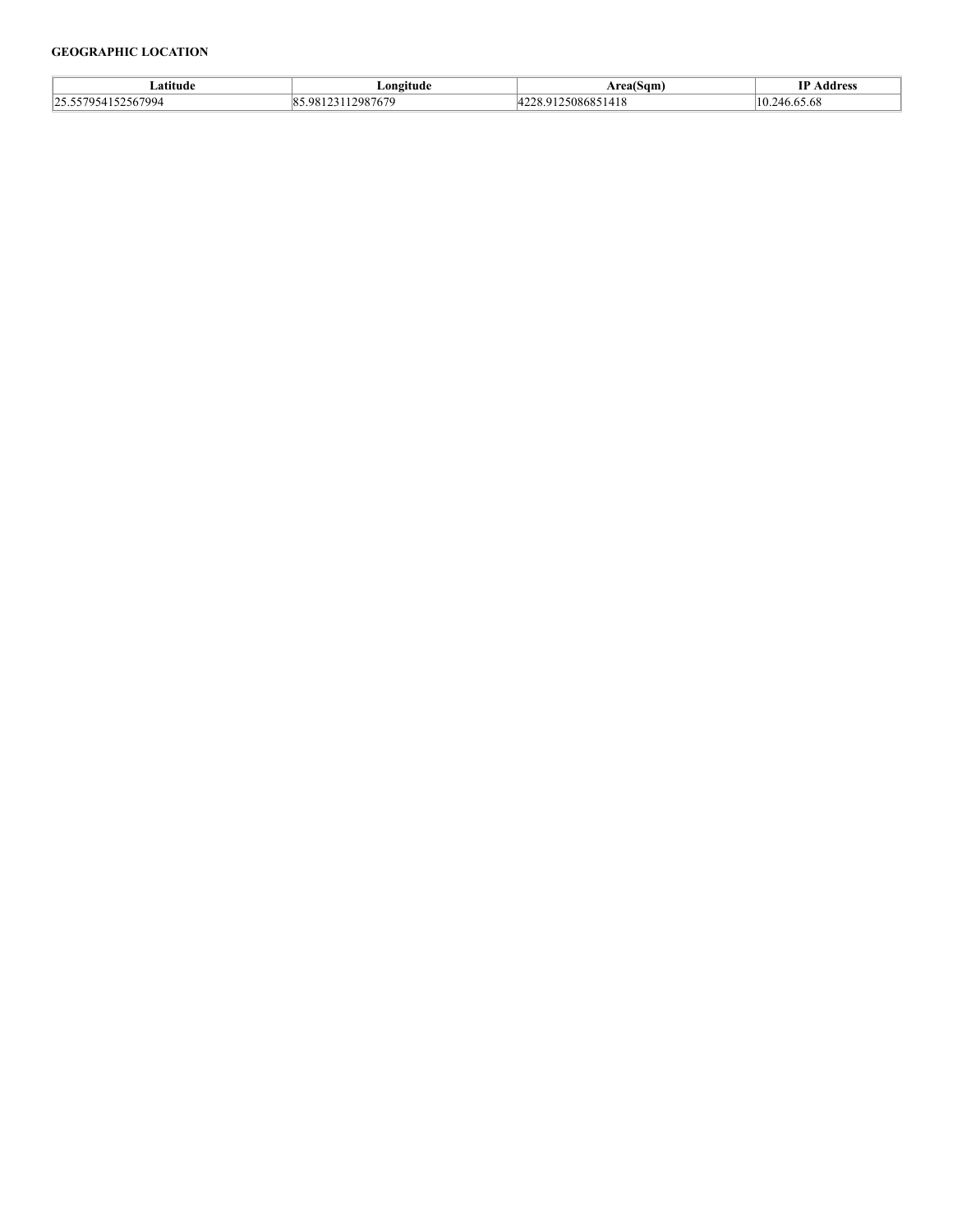**GEOGRAPHIC LOCATION**

| Latitude | Longitude | Area(Sqm) | IP Address |
| --- | --- | --- | --- |
| 25.557954152567994 | 85.98123112987679 | 4228.9125086851418 | 10.246.65.68 |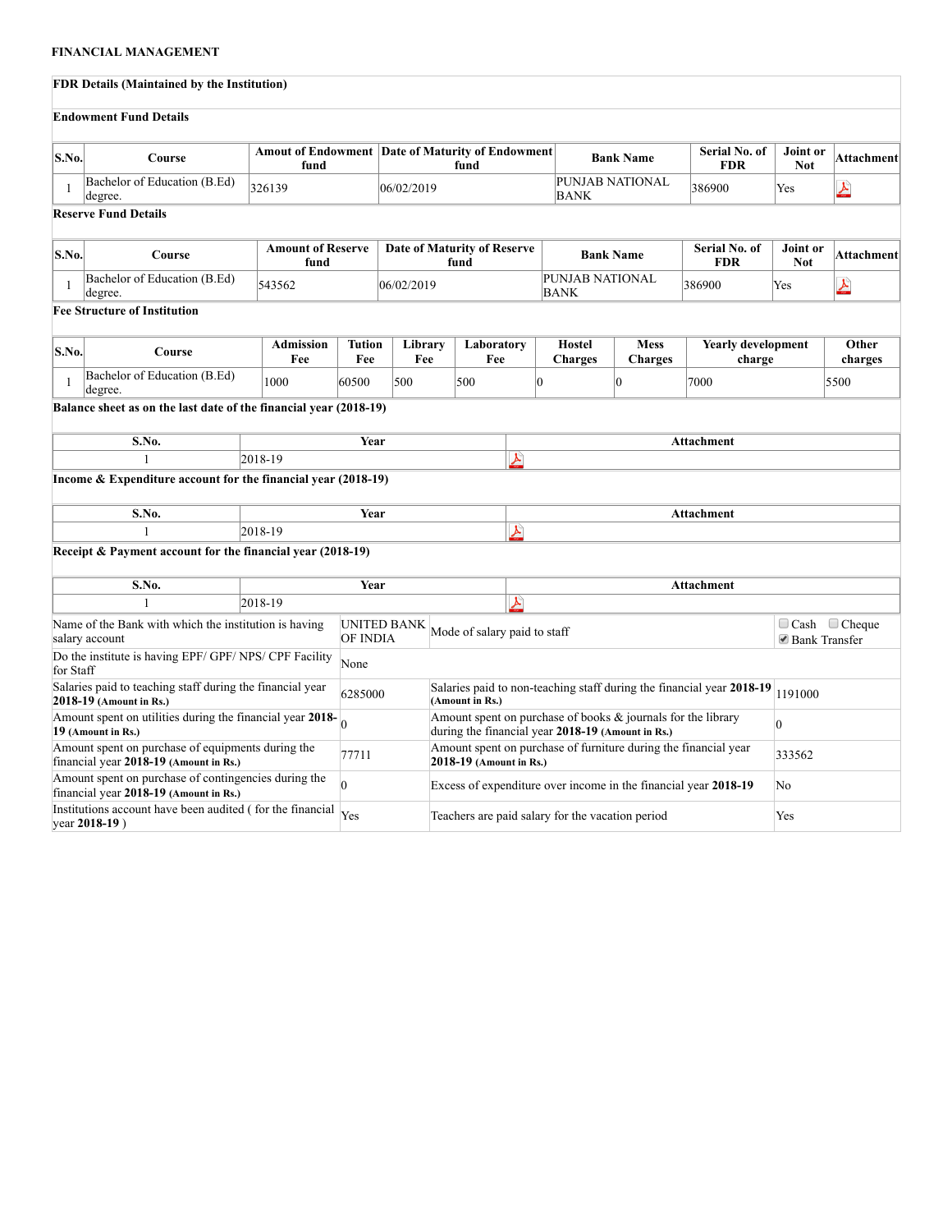**FINANCIAL MANAGEMENT**

**FDR Details (Maintained by the Institution)**

**Endowment Fund Details**

| S.No. | Course | Amout of Endowment fund | Date of Maturity of Endowment fund | Bank Name | Serial No. of FDR | Joint or Not | Attachment |
|---|---|---|---|---|---|---|---|
| 1 | Bachelor of Education (B.Ed) degree. | 326139 | 06/02/2019 | PUNJAB NATIONAL BANK | 386900 | Yes | |

**Reserve Fund Details**

| S.No. | Course | Amount of Reserve fund | Date of Maturity of Reserve fund | Bank Name | Serial No. of FDR | Joint or Not | Attachment |
|---|---|---|---|---|---|---|---|
| 1 | Bachelor of Education (B.Ed) degree. | 543562 | 06/02/2019 | PUNJAB NATIONAL BANK | 386900 | Yes | |

**Fee Structure of Institution**

| S.No. | Course | Admission Fee | Tution Fee | Library Fee | Laboratory Fee | Hostel Charges | Mess Charges | Yearly development charge | Other charges |
|---|---|---|---|---|---|---|---|---|---|
| 1 | Bachelor of Education (B.Ed) degree. | 1000 | 60500 | 500 | 500 | 0 | 0 | 7000 | 5500 |

**Balance sheet as on the last date of the financial year (2018-19)**

| S.No. | Year | Attachment |
|---|---|---|
| 1 | 2018-19 | |

**Income & Expenditure account for the financial year (2018-19)**

| S.No. | Year | Attachment |
|---|---|---|
| 1 | 2018-19 | |

**Receipt & Payment account for the financial year (2018-19)**

| S.No. | Year | Attachment |
|---|---|---|
| 1 | 2018-19 | |

| | | | |
|---|---|---|---|
| Name of the Bank with which the institution is having salary account | UNITED BANK OF INDIA | Mode of salary paid to staff | ☐ Cash ☐ Cheque ☑ Bank Transfer |
| Do the institute is having EPF/ GPF/ NPS/ CPF Facility for Staff | None | | |
| Salaries paid to teaching staff during the financial year **2018-19** **(Amount in Rs.)** | 6285000 | Salaries paid to non-teaching staff during the financial year **2018-19** **(Amount in Rs.)** | 1191000 |
| Amount spent on utilities during the financial year **2018-19** **(Amount in Rs.)** | 0 | Amount spent on purchase of books & journals for the library during the financial year **2018-19** **(Amount in Rs.)** | 0 |
| Amount spent on purchase of equipments during the financial year **2018-19** **(Amount in Rs.)** | 77711 | Amount spent on purchase of furniture during the financial year **2018-19** **(Amount in Rs.)** | 333562 |
| Amount spent on purchase of contingencies during the financial year **2018-19** **(Amount in Rs.)** | 0 | Excess of expenditure over income in the financial year **2018-19** | No |
| Institutions account have been audited ( for the financial year **2018-19** ) | Yes | Teachers are paid salary for the vacation period | Yes |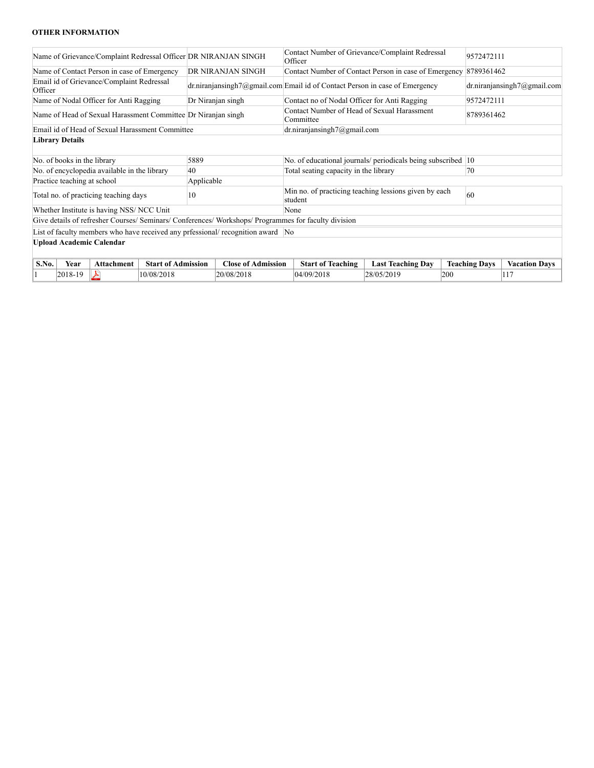**OTHER INFORMATION**

| | | | |
|---|---|---|---|
| Name of Grievance/Complaint Redressal Officer | DR NIRANJAN SINGH | Contact Number of Grievance/Complaint Redressal Officer | 9572472111 |
| Name of Contact Person in case of Emergency | DR NIRANJAN SINGH | Contact Number of Contact Person in case of Emergency | 8789361462 |
| Email id of Grievance/Complaint Redressal Officer | dr.niranjansingh7@gmail.com | Email id of Contact Person in case of Emergency | dr.niranjansingh7@gmail.com |
| Name of Nodal Officer for Anti Ragging | Dr Niranjan singh | Contact no of Nodal Officer for Anti Ragging | 9572472111 |
| Name of Head of Sexual Harassment Committee | Dr Niranjan singh | Contact Number of Head of Sexual Harassment Committee | 8789361462 |
| Email id of Head of Sexual Harassment Committee | | dr.niranjansingh7@gmail.com | |

**Library Details**

| | | | |
|---|---|---|---|
| No. of books in the library | 5889 | No. of educational journals/ periodicals being subscribed | 10 |
| No. of encyclopedia available in the library | 40 | Total seating capacity in the library | 70 |
| Practice teaching at school | Applicable | | |
| Total no. of practicing teaching days | 10 | Min no. of practicing teaching lessions given by each student | 60 |
| Whether Institute is having NSS/ NCC Unit | | None | |
| Give details of refresher Courses/ Seminars/ Conferences/ Workshops/ Programmes for faculty division | | | |
| List of faculty members who have received any prfessional/ recognition award | No | | |

**Upload Academic Calendar**

| S.No. | Year | Attachment | Start of Admission | Close of Admission | Start of Teaching | Last Teaching Day | Teaching Days | Vacation Days |
|---|---|---|---|---|---|---|---|---|
| 1 | 2018-19 | | 10/08/2018 | 20/08/2018 | 04/09/2018 | 28/05/2019 | 200 | 117 |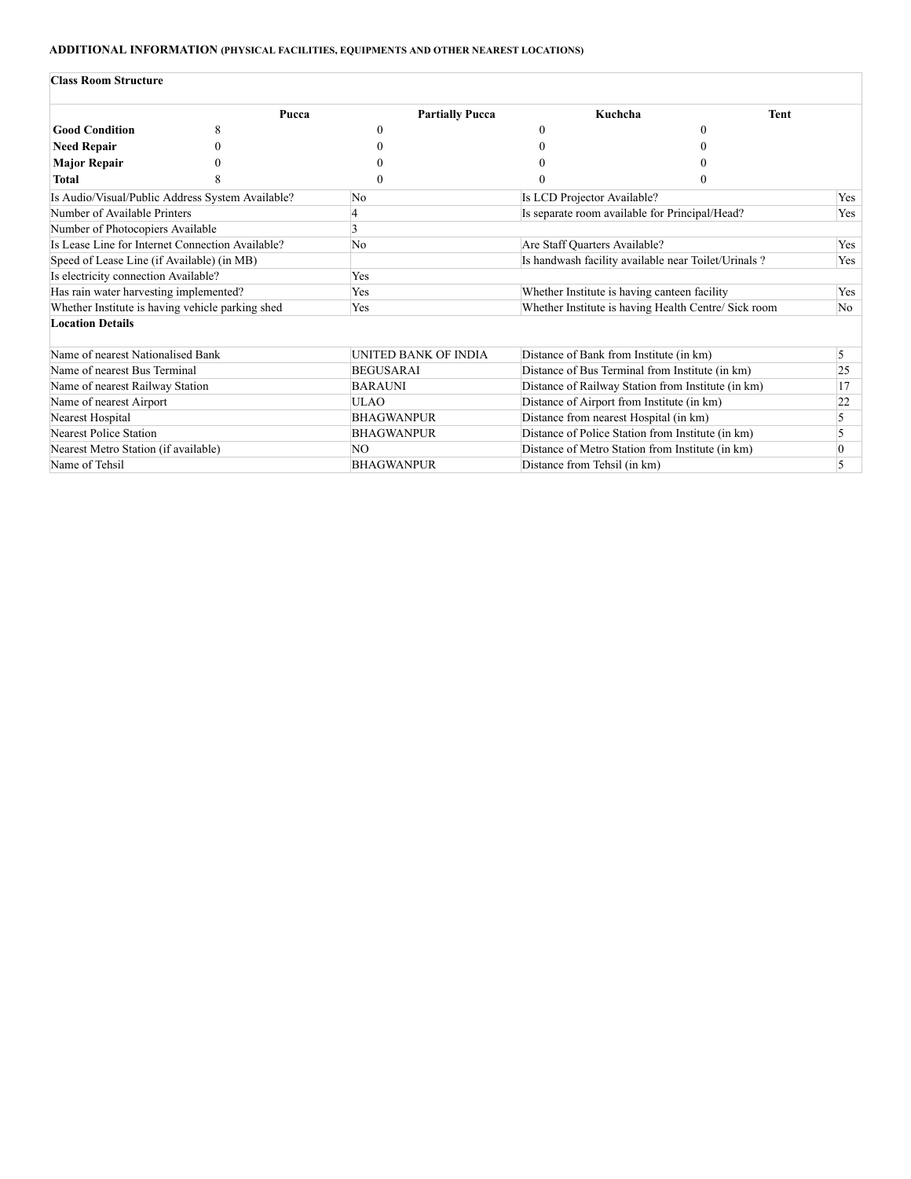**ADDITIONAL INFORMATION** (PHYSICAL FACILITIES, EQUIPMENTS AND OTHER NEAREST LOCATIONS)

**Class Room Structure**

| | Pucca | Partially Pucca | Kuchcha | Tent |
|---|---|---|---|---|
| **Good Condition** | 8 | 0 | 0 | 0 |
| **Need Repair** | 0 | 0 | 0 | 0 |
| **Major Repair** | 0 | 0 | 0 | 0 |
| **Total** | 8 | 0 | 0 | 0 |

| | | | |
|---|---|---|---|
| Is Audio/Visual/Public Address System Available? | No | Is LCD Projector Available? | Yes |
| Number of Available Printers | 4 | Is separate room available for Principal/Head? | Yes |
| Number of Photocopiers Available | 3 | | |
| Is Lease Line for Internet Connection Available? | No | Are Staff Quarters Available? | Yes |
| Speed of Lease Line (if Available) (in MB) | | Is handwash facility available near Toilet/Urinals ? | Yes |
| Is electricity connection Available? | Yes | | |
| Has rain water harvesting implemented? | Yes | Whether Institute is having canteen facility | Yes |
| Whether Institute is having vehicle parking shed | Yes | Whether Institute is having Health Centre/ Sick room | No |

**Location Details**

| | | | |
|---|---|---|---|
| Name of nearest Nationalised Bank | UNITED BANK OF INDIA | Distance of Bank from Institute (in km) | 5 |
| Name of nearest Bus Terminal | BEGUSARAI | Distance of Bus Terminal from Institute (in km) | 25 |
| Name of nearest Railway Station | BARAUNI | Distance of Railway Station from Institute (in km) | 17 |
| Name of nearest Airport | ULAO | Distance of Airport from Institute (in km) | 22 |
| Nearest Hospital | BHAGWANPUR | Distance from nearest Hospital (in km) | 5 |
| Nearest Police Station | BHAGWANPUR | Distance of Police Station from Institute (in km) | 5 |
| Nearest Metro Station (if available) | NO | Distance of Metro Station from Institute (in km) | 0 |
| Name of Tehsil | BHAGWANPUR | Distance from Tehsil (in km) | 5 |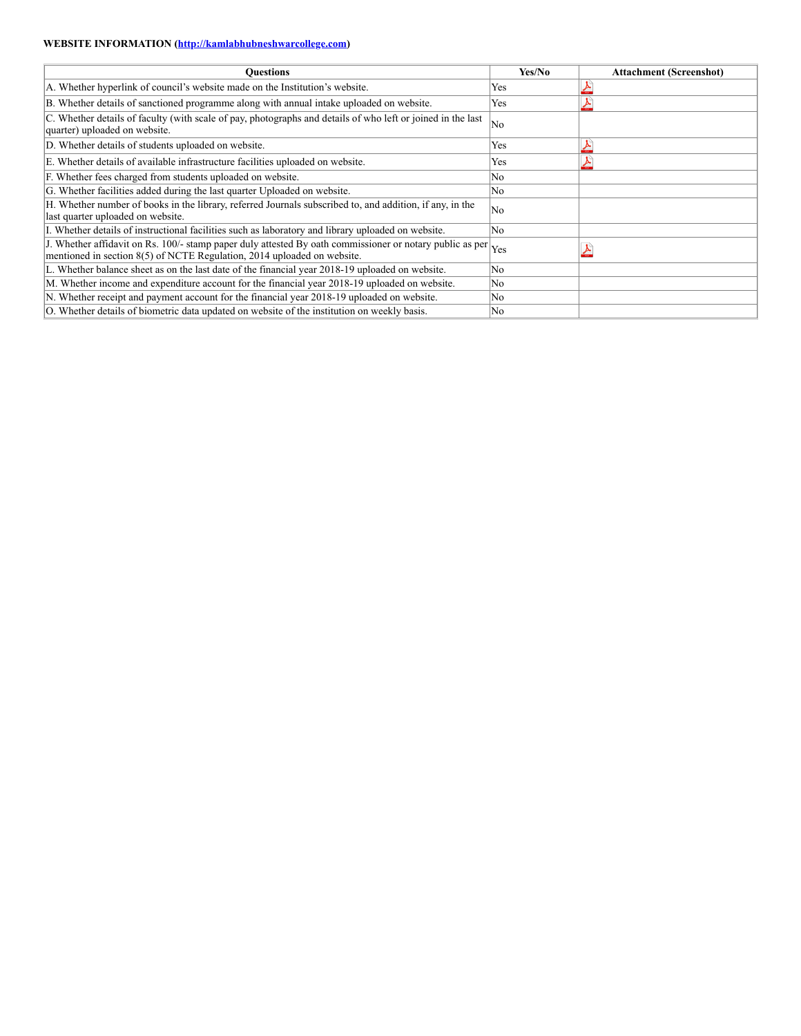**WEBSITE INFORMATION (http://kamlabhubneshwarcollege.com)**

| Questions | Yes/No | Attachment (Screenshot) |
|---|---|---|
| A. Whether hyperlink of council's website made on the Institution's website. | Yes | |
| B. Whether details of sanctioned programme along with annual intake uploaded on website. | Yes | |
| C. Whether details of faculty (with scale of pay, photographs and details of who left or joined in the last quarter) uploaded on website. | No | |
| D. Whether details of students uploaded on website. | Yes | |
| E. Whether details of available infrastructure facilities uploaded on website. | Yes | |
| F. Whether fees charged from students uploaded on website. | No | |
| G. Whether facilities added during the last quarter Uploaded on website. | No | |
| H. Whether number of books in the library, referred Journals subscribed to, and addition, if any, in the last quarter uploaded on website. | No | |
| I. Whether details of instructional facilities such as laboratory and library uploaded on website. | No | |
| J. Whether affidavit on Rs. 100/- stamp paper duly attested By oath commissioner or notary public as per mentioned in section 8(5) of NCTE Regulation, 2014 uploaded on website. | Yes | |
| L. Whether balance sheet as on the last date of the financial year 2018-19 uploaded on website. | No | |
| M. Whether income and expenditure account for the financial year 2018-19 uploaded on website. | No | |
| N. Whether receipt and payment account for the financial year 2018-19 uploaded on website. | No | |
| O. Whether details of biometric data updated on website of the institution on weekly basis. | No | |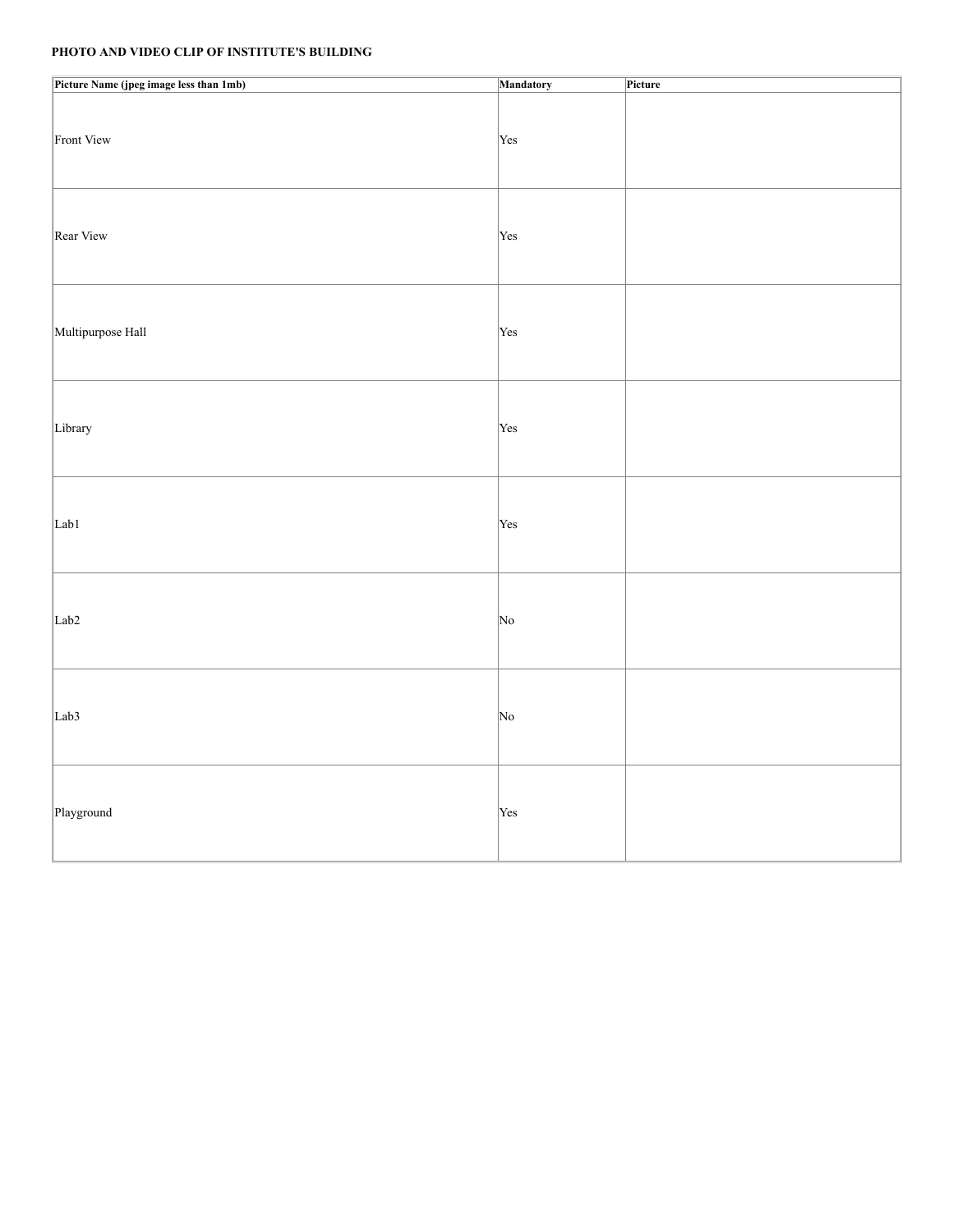**PHOTO AND VIDEO CLIP OF INSTITUTE'S BUILDING**

| Picture Name (jpeg image less than 1mb) | Mandatory | Picture |
|---|---|---|
| Front View | Yes | |
| Rear View | Yes | |
| Multipurpose Hall | Yes | |
| Library | Yes | |
| Lab1 | Yes | |
| Lab2 | No | |
| Lab3 | No | |
| Playground | Yes | |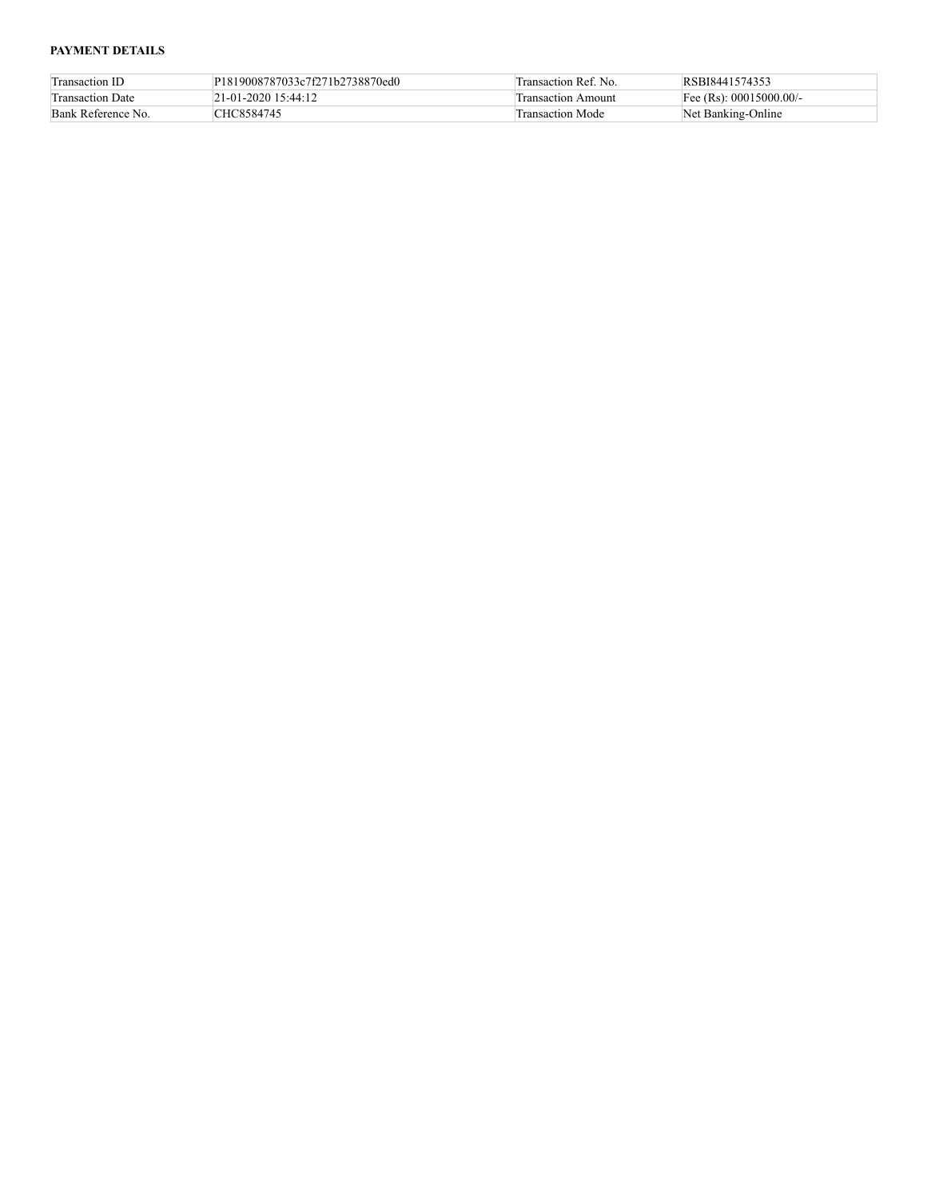**PAYMENT DETAILS**

| | | | |
|---|---|---|---|
| Transaction ID | P1819008787033c7f271b2738870ed0 | Transaction Ref. No. | RSBI8441574353 |
| Transaction Date | 21-01-2020 15:44:12 | Transaction Amount | Fee (Rs): 00015000.00/- |
| Bank Reference No. | CHC8584745 | Transaction Mode | Net Banking-Online |